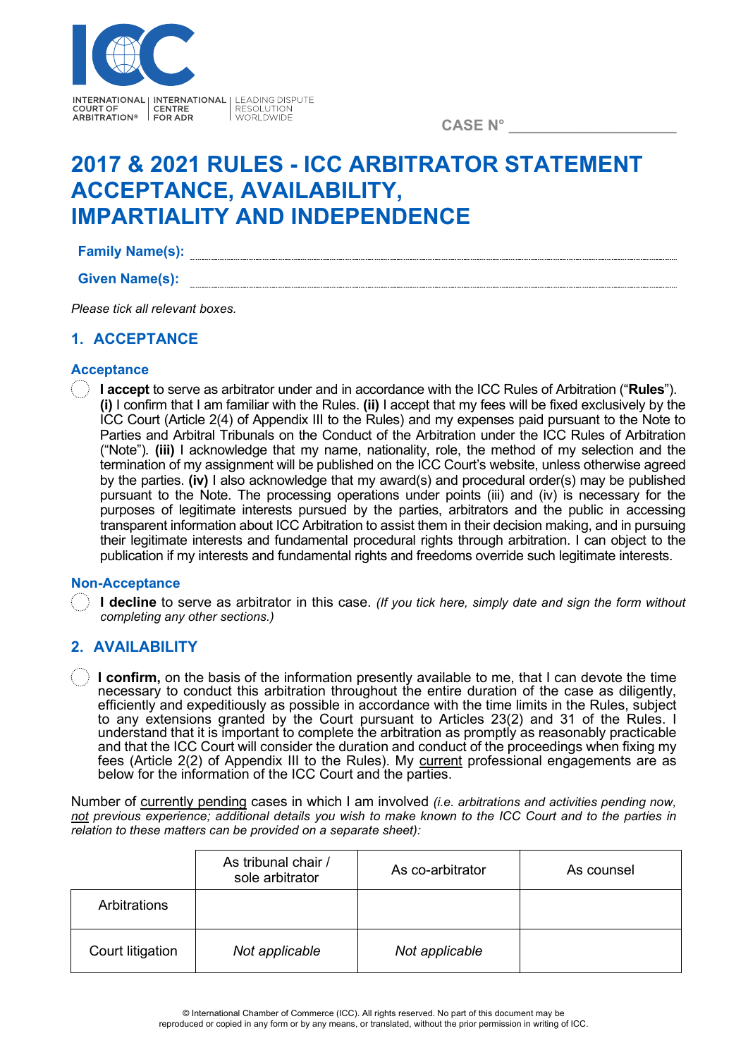INTERNATIONAL COURT OF ARBITRATION® | INTERNATIONAL CENTRE FOR ADR | LEADING DISPUTE RESOLUTION WORLDWIDE

CASE N° ___________________

# 2017 & 2021 RULES - ICC ARBITRATOR STATEMENT ACCEPTANCE, AVAILABILITY, IMPARTIALITY AND INDEPENDENCE

**Family Name(s):** ........................................

**Given Name(s):** ........................................

*Please tick all relevant boxes.*

## 1. ACCEPTANCE

### Acceptance

◯ **I accept** to serve as arbitrator under and in accordance with the ICC Rules of Arbitration ("**Rules**"). **(i)** I confirm that I am familiar with the Rules. **(ii)** I accept that my fees will be fixed exclusively by the ICC Court (Article 2(4) of Appendix III to the Rules) and my expenses paid pursuant to the Note to Parties and Arbitral Tribunals on the Conduct of the Arbitration under the ICC Rules of Arbitration ("Note"). **(iii)** I acknowledge that my name, nationality, role, the method of my selection and the termination of my assignment will be published on the ICC Court's website, unless otherwise agreed by the parties. **(iv)** I also acknowledge that my award(s) and procedural order(s) may be published pursuant to the Note. The processing operations under points (iii) and (iv) is necessary for the purposes of legitimate interests pursued by the parties, arbitrators and the public in accessing transparent information about ICC Arbitration to assist them in their decision making, and in pursuing their legitimate interests and fundamental procedural rights through arbitration. I can object to the publication if my interests and fundamental rights and freedoms override such legitimate interests.

### Non-Acceptance

◯ **I decline** to serve as arbitrator in this case. *(If you tick here, simply date and sign the form without completing any other sections.)*

## 2. AVAILABILITY

◯ **I confirm,** on the basis of the information presently available to me, that I can devote the time necessary to conduct this arbitration throughout the entire duration of the case as diligently, efficiently and expeditiously as possible in accordance with the time limits in the Rules, subject to any extensions granted by the Court pursuant to Articles 23(2) and 31 of the Rules. I understand that it is important to complete the arbitration as promptly as reasonably practicable and that the ICC Court will consider the duration and conduct of the proceedings when fixing my fees (Article 2(2) of Appendix III to the Rules). My current professional engagements are as below for the information of the ICC Court and the parties.

Number of currently pending cases in which I am involved *(i.e. arbitrations and activities pending now, not previous experience; additional details you wish to make known to the ICC Court and to the parties in relation to these matters can be provided on a separate sheet):*

| | As tribunal chair / sole arbitrator | As co-arbitrator | As counsel |
|---|---|---|---|
| Arbitrations | | | |
| Court litigation | *Not applicable* | *Not applicable* | |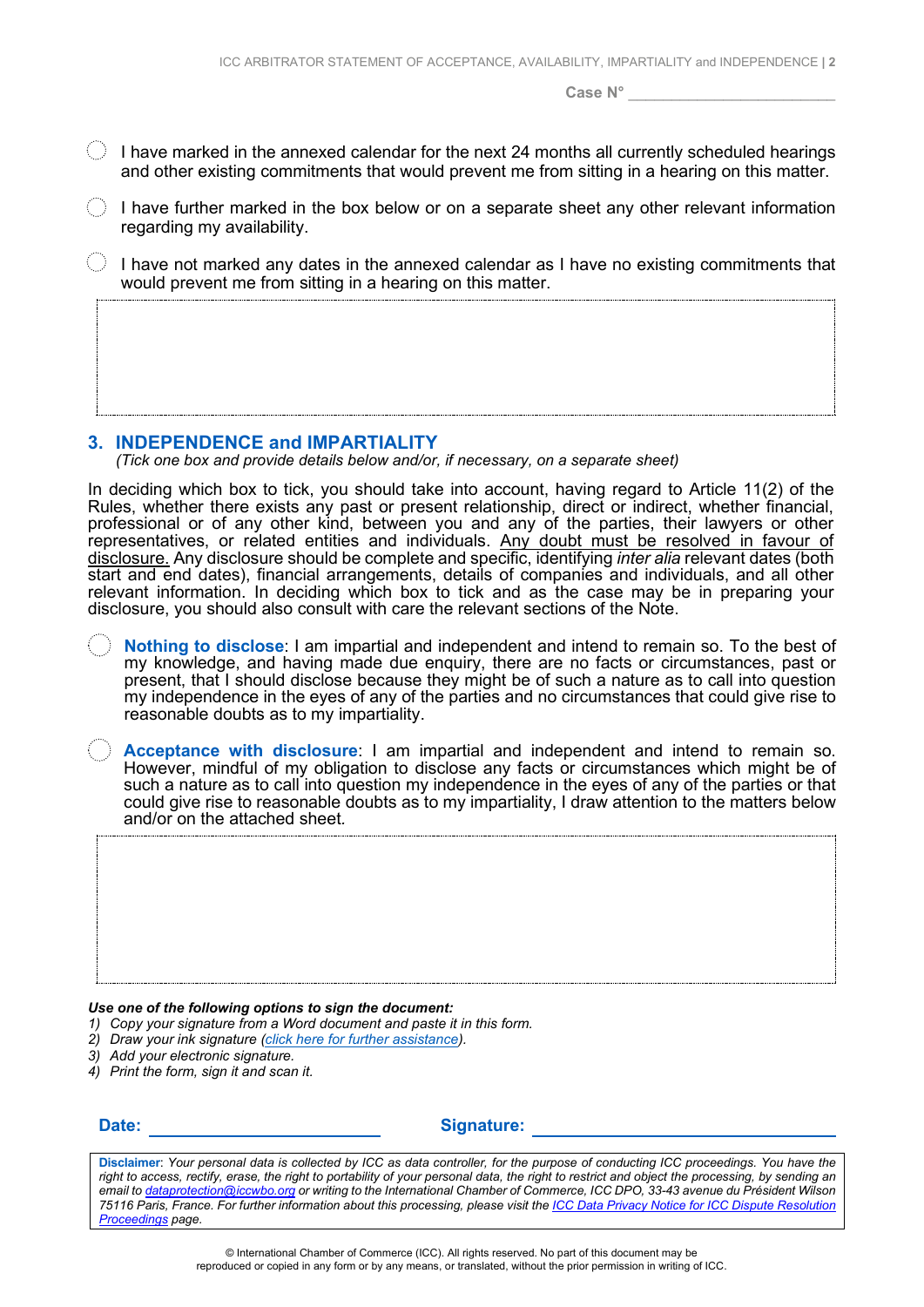Case N° ______________________

- ◯ I have marked in the annexed calendar for the next 24 months all currently scheduled hearings and other existing commitments that would prevent me from sitting in a hearing on this matter.
- ◯ I have further marked in the box below or on a separate sheet any other relevant information regarding my availability.
- ◯ I have not marked any dates in the annexed calendar as I have no existing commitments that would prevent me from sitting in a hearing on this matter.

## 3. INDEPENDENCE and IMPARTIALITY

*(Tick one box and provide details below and/or, if necessary, on a separate sheet)*

In deciding which box to tick, you should take into account, having regard to Article 11(2) of the Rules, whether there exists any past or present relationship, direct or indirect, whether financial, professional or of any other kind, between you and any of the parties, their lawyers or other representatives, or related entities and individuals. Any doubt must be resolved in favour of disclosure. Any disclosure should be complete and specific, identifying *inter alia* relevant dates (both start and end dates), financial arrangements, details of companies and individuals, and all other relevant information. In deciding which box to tick and as the case may be in preparing your disclosure, you should also consult with care the relevant sections of the Note.

- ◯ **Nothing to disclose**: I am impartial and independent and intend to remain so. To the best of my knowledge, and having made due enquiry, there are no facts or circumstances, past or present, that I should disclose because they might be of such a nature as to call into question my independence in the eyes of any of the parties and no circumstances that could give rise to reasonable doubts as to my impartiality.
- ◯ **Acceptance with disclosure**: I am impartial and independent and intend to remain so. However, mindful of my obligation to disclose any facts or circumstances which might be of such a nature as to call into question my independence in the eyes of any of the parties or that could give rise to reasonable doubts as to my impartiality, I draw attention to the matters below and/or on the attached sheet.

***Use one of the following options to sign the document:***

1) *Copy your signature from a Word document and paste it in this form.*
2) *Draw your ink signature (click here for further assistance).*
3) *Add your electronic signature.*
4) *Print the form, sign it and scan it.*

**Date:** ______________________ **Signature:** ______________________

**Disclaimer**: *Your personal data is collected by ICC as data controller, for the purpose of conducting ICC proceedings. You have the right to access, rectify, erase, the right to portability of your personal data, the right to restrict and object the processing, by sending an email to dataprotection@iccwbo.org or writing to the International Chamber of Commerce, ICC DPO, 33-43 avenue du Président Wilson 75116 Paris, France. For further information about this processing, please visit the ICC Data Privacy Notice for ICC Dispute Resolution Proceedings page.*

© International Chamber of Commerce (ICC). All rights reserved. No part of this document may be reproduced or copied in any form or by any means, or translated, without the prior permission in writing of ICC.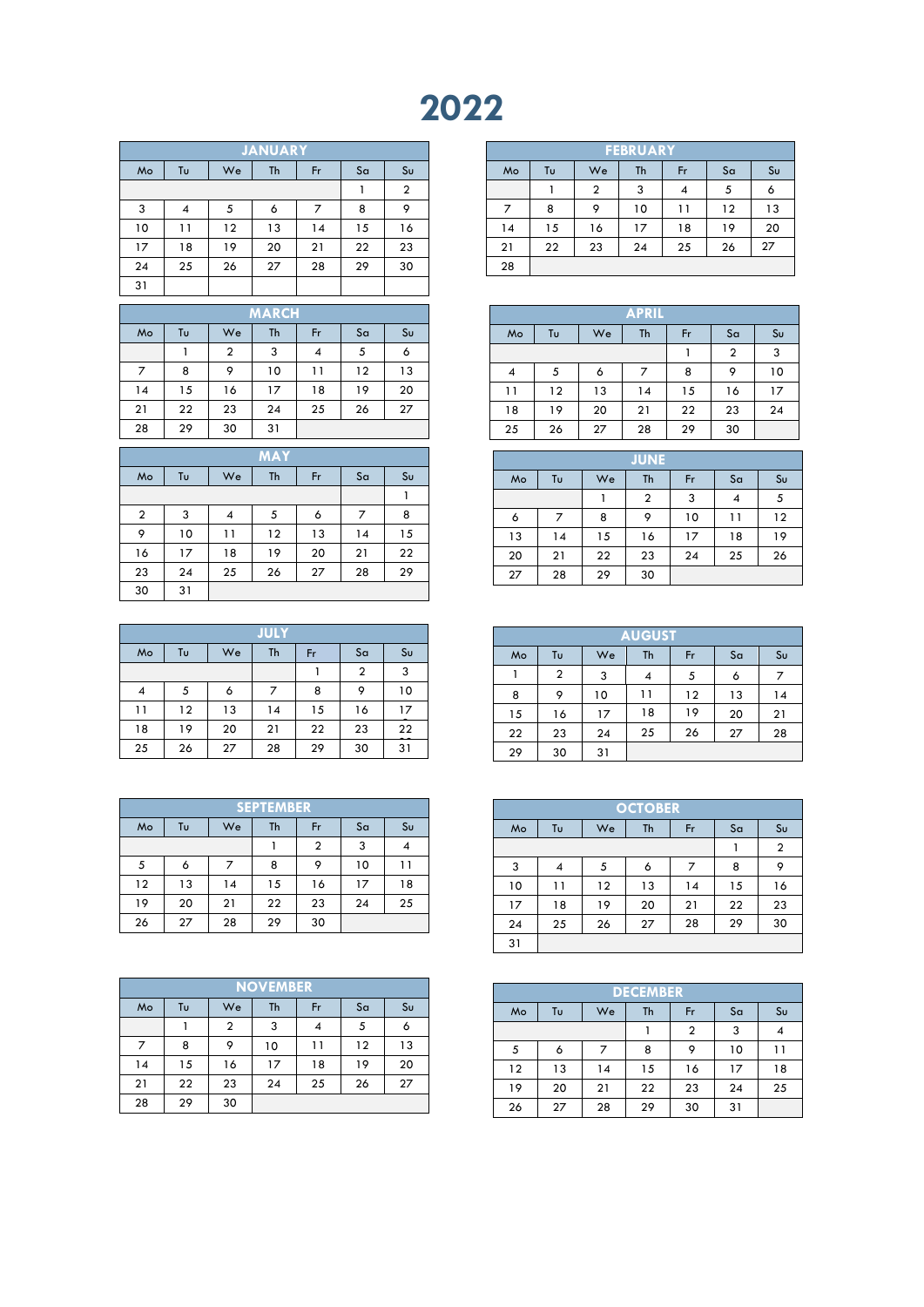# 2022

| JANUARY | | | | | | |
|---|---|---|---|---|---|---|
| Mo | Tu | We | Th | Fr | Sa | Su |
| | | | | | 1 | 2 |
| 3 | 4 | 5 | 6 | 7 | 8 | 9 |
| 10 | 11 | 12 | 13 | 14 | 15 | 16 |
| 17 | 18 | 19 | 20 | 21 | 22 | 23 |
| 24 | 25 | 26 | 27 | 28 | 29 | 30 |
| 31 | | | | | | |

| FEBRUARY | | | | | | |
|---|---|---|---|---|---|---|
| Mo | Tu | We | Th | Fr | Sa | Su |
| | 1 | 2 | 3 | 4 | 5 | 6 |
| 7 | 8 | 9 | 10 | 11 | 12 | 13 |
| 14 | 15 | 16 | 17 | 18 | 19 | 20 |
| 21 | 22 | 23 | 24 | 25 | 26 | 27 |
| 28 | | | | | | |

| MARCH | | | | | | |
|---|---|---|---|---|---|---|
| Mo | Tu | We | Th | Fr | Sa | Su |
| | 1 | 2 | 3 | 4 | 5 | 6 |
| 7 | 8 | 9 | 10 | 11 | 12 | 13 |
| 14 | 15 | 16 | 17 | 18 | 19 | 20 |
| 21 | 22 | 23 | 24 | 25 | 26 | 27 |
| 28 | 29 | 30 | 31 | | | |

| APRIL | | | | | | |
|---|---|---|---|---|---|---|
| Mo | Tu | We | Th | Fr | Sa | Su |
| | | | | 1 | 2 | 3 |
| 4 | 5 | 6 | 7 | 8 | 9 | 10 |
| 11 | 12 | 13 | 14 | 15 | 16 | 17 |
| 18 | 19 | 20 | 21 | 22 | 23 | 24 |
| 25 | 26 | 27 | 28 | 29 | 30 | |

| MAY | | | | | | |
|---|---|---|---|---|---|---|
| Mo | Tu | We | Th | Fr | Sa | Su |
| | | | | | | 1 |
| 2 | 3 | 4 | 5 | 6 | 7 | 8 |
| 9 | 10 | 11 | 12 | 13 | 14 | 15 |
| 16 | 17 | 18 | 19 | 20 | 21 | 22 |
| 23 | 24 | 25 | 26 | 27 | 28 | 29 |
| 30 | 31 | | | | | |

| JUNE | | | | | | |
|---|---|---|---|---|---|---|
| Mo | Tu | We | Th | Fr | Sa | Su |
| | | 1 | 2 | 3 | 4 | 5 |
| 6 | 7 | 8 | 9 | 10 | 11 | 12 |
| 13 | 14 | 15 | 16 | 17 | 18 | 19 |
| 20 | 21 | 22 | 23 | 24 | 25 | 26 |
| 27 | 28 | 29 | 30 | | | |

| JULY | | | | | | |
|---|---|---|---|---|---|---|
| Mo | Tu | We | Th | Fr | Sa | Su |
| | | | | 1 | 2 | 3 |
| 4 | 5 | 6 | 7 | 8 | 9 | 10 |
| 11 | 12 | 13 | 14 | 15 | 16 | 17 |
| 18 | 19 | 20 | 21 | 22 | 23 | 22 |
| 25 | 26 | 27 | 28 | 29 | 30 | 31 |

| AUGUST | | | | | | |
|---|---|---|---|---|---|---|
| Mo | Tu | We | Th | Fr | Sa | Su |
| 1 | 2 | 3 | 4 | 5 | 6 | 7 |
| 8 | 9 | 10 | 11 | 12 | 13 | 14 |
| 15 | 16 | 17 | 18 | 19 | 20 | 21 |
| 22 | 23 | 24 | 25 | 26 | 27 | 28 |
| 29 | 30 | 31 | | | | |

| SEPTEMBER | | | | | | |
|---|---|---|---|---|---|---|
| Mo | Tu | We | Th | Fr | Sa | Su |
| | | | 1 | 2 | 3 | 4 |
| 5 | 6 | 7 | 8 | 9 | 10 | 11 |
| 12 | 13 | 14 | 15 | 16 | 17 | 18 |
| 19 | 20 | 21 | 22 | 23 | 24 | 25 |
| 26 | 27 | 28 | 29 | 30 | | |

| OCTOBER | | | | | | |
|---|---|---|---|---|---|---|
| Mo | Tu | We | Th | Fr | Sa | Su |
| | | | | | 1 | 2 |
| 3 | 4 | 5 | 6 | 7 | 8 | 9 |
| 10 | 11 | 12 | 13 | 14 | 15 | 16 |
| 17 | 18 | 19 | 20 | 21 | 22 | 23 |
| 24 | 25 | 26 | 27 | 28 | 29 | 30 |
| 31 | | | | | | |

| NOVEMBER | | | | | | |
|---|---|---|---|---|---|---|
| Mo | Tu | We | Th | Fr | Sa | Su |
| | 1 | 2 | 3 | 4 | 5 | 6 |
| 7 | 8 | 9 | 10 | 11 | 12 | 13 |
| 14 | 15 | 16 | 17 | 18 | 19 | 20 |
| 21 | 22 | 23 | 24 | 25 | 26 | 27 |
| 28 | 29 | 30 | | | | |

| DECEMBER | | | | | | |
|---|---|---|---|---|---|---|
| Mo | Tu | We | Th | Fr | Sa | Su |
| | | | 1 | 2 | 3 | 4 |
| 5 | 6 | 7 | 8 | 9 | 10 | 11 |
| 12 | 13 | 14 | 15 | 16 | 17 | 18 |
| 19 | 20 | 21 | 22 | 23 | 24 | 25 |
| 26 | 27 | 28 | 29 | 30 | 31 | |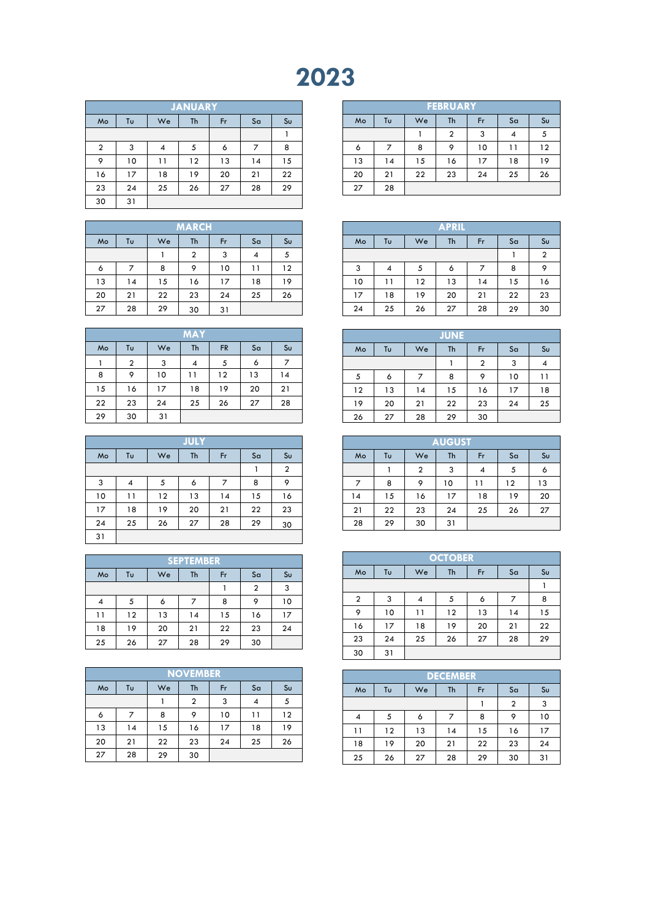# 2023

| JANUARY | | | | | | |
|---|---|---|---|---|---|---|
| Mo | Tu | We | Th | Fr | Sa | Su |
| | | | | | | 1 |
| 2 | 3 | 4 | 5 | 6 | 7 | 8 |
| 9 | 10 | 11 | 12 | 13 | 14 | 15 |
| 16 | 17 | 18 | 19 | 20 | 21 | 22 |
| 23 | 24 | 25 | 26 | 27 | 28 | 29 |
| 30 | 31 | | | | | |

| FEBRUARY | | | | | | |
|---|---|---|---|---|---|---|
| Mo | Tu | We | Th | Fr | Sa | Su |
| | | 1 | 2 | 3 | 4 | 5 |
| 6 | 7 | 8 | 9 | 10 | 11 | 12 |
| 13 | 14 | 15 | 16 | 17 | 18 | 19 |
| 20 | 21 | 22 | 23 | 24 | 25 | 26 |
| 27 | 28 | | | | | |

| MARCH | | | | | | |
|---|---|---|---|---|---|---|
| Mo | Tu | We | Th | Fr | Sa | Su |
| | | 1 | 2 | 3 | 4 | 5 |
| 6 | 7 | 8 | 9 | 10 | 11 | 12 |
| 13 | 14 | 15 | 16 | 17 | 18 | 19 |
| 20 | 21 | 22 | 23 | 24 | 25 | 26 |
| 27 | 28 | 29 | 30 | 31 | | |

| APRIL | | | | | | |
|---|---|---|---|---|---|---|
| Mo | Tu | We | Th | Fr | Sa | Su |
| | | | | | 1 | 2 |
| 3 | 4 | 5 | 6 | 7 | 8 | 9 |
| 10 | 11 | 12 | 13 | 14 | 15 | 16 |
| 17 | 18 | 19 | 20 | 21 | 22 | 23 |
| 24 | 25 | 26 | 27 | 28 | 29 | 30 |

| MAY | | | | | | |
|---|---|---|---|---|---|---|
| Mo | Tu | We | Th | FR | Sa | Su |
| 1 | 2 | 3 | 4 | 5 | 6 | 7 |
| 8 | 9 | 10 | 11 | 12 | 13 | 14 |
| 15 | 16 | 17 | 18 | 19 | 20 | 21 |
| 22 | 23 | 24 | 25 | 26 | 27 | 28 |
| 29 | 30 | 31 | | | | |

| JUNE | | | | | | |
|---|---|---|---|---|---|---|
| Mo | Tu | We | Th | Fr | Sa | Su |
| | | | 1 | 2 | 3 | 4 |
| 5 | 6 | 7 | 8 | 9 | 10 | 11 |
| 12 | 13 | 14 | 15 | 16 | 17 | 18 |
| 19 | 20 | 21 | 22 | 23 | 24 | 25 |
| 26 | 27 | 28 | 29 | 30 | | |

| JULY | | | | | | |
|---|---|---|---|---|---|---|
| Mo | Tu | We | Th | Fr | Sa | Su |
| | | | | | 1 | 2 |
| 3 | 4 | 5 | 6 | 7 | 8 | 9 |
| 10 | 11 | 12 | 13 | 14 | 15 | 16 |
| 17 | 18 | 19 | 20 | 21 | 22 | 23 |
| 24 | 25 | 26 | 27 | 28 | 29 | 30 |
| 31 | | | | | | |

| AUGUST | | | | | | |
|---|---|---|---|---|---|---|
| Mo | Tu | We | Th | Fr | Sa | Su |
| | 1 | 2 | 3 | 4 | 5 | 6 |
| 7 | 8 | 9 | 10 | 11 | 12 | 13 |
| 14 | 15 | 16 | 17 | 18 | 19 | 20 |
| 21 | 22 | 23 | 24 | 25 | 26 | 27 |
| 28 | 29 | 30 | 31 | | | |

| SEPTEMBER | | | | | | |
|---|---|---|---|---|---|---|
| Mo | Tu | We | Th | Fr | Sa | Su |
| | | | | 1 | 2 | 3 |
| 4 | 5 | 6 | 7 | 8 | 9 | 10 |
| 11 | 12 | 13 | 14 | 15 | 16 | 17 |
| 18 | 19 | 20 | 21 | 22 | 23 | 24 |
| 25 | 26 | 27 | 28 | 29 | 30 | |

| OCTOBER | | | | | | |
|---|---|---|---|---|---|---|
| Mo | Tu | We | Th | Fr | Sa | Su |
| | | | | | | 1 |
| 2 | 3 | 4 | 5 | 6 | 7 | 8 |
| 9 | 10 | 11 | 12 | 13 | 14 | 15 |
| 16 | 17 | 18 | 19 | 20 | 21 | 22 |
| 23 | 24 | 25 | 26 | 27 | 28 | 29 |
| 30 | 31 | | | | | |

| NOVEMBER | | | | | | |
|---|---|---|---|---|---|---|
| Mo | Tu | We | Th | Fr | Sa | Su |
| | | 1 | 2 | 3 | 4 | 5 |
| 6 | 7 | 8 | 9 | 10 | 11 | 12 |
| 13 | 14 | 15 | 16 | 17 | 18 | 19 |
| 20 | 21 | 22 | 23 | 24 | 25 | 26 |
| 27 | 28 | 29 | 30 | | | |

| DECEMBER | | | | | | |
|---|---|---|---|---|---|---|
| Mo | Tu | We | Th | Fr | Sa | Su |
| | | | | 1 | 2 | 3 |
| 4 | 5 | 6 | 7 | 8 | 9 | 10 |
| 11 | 12 | 13 | 14 | 15 | 16 | 17 |
| 18 | 19 | 20 | 21 | 22 | 23 | 24 |
| 25 | 26 | 27 | 28 | 29 | 30 | 31 |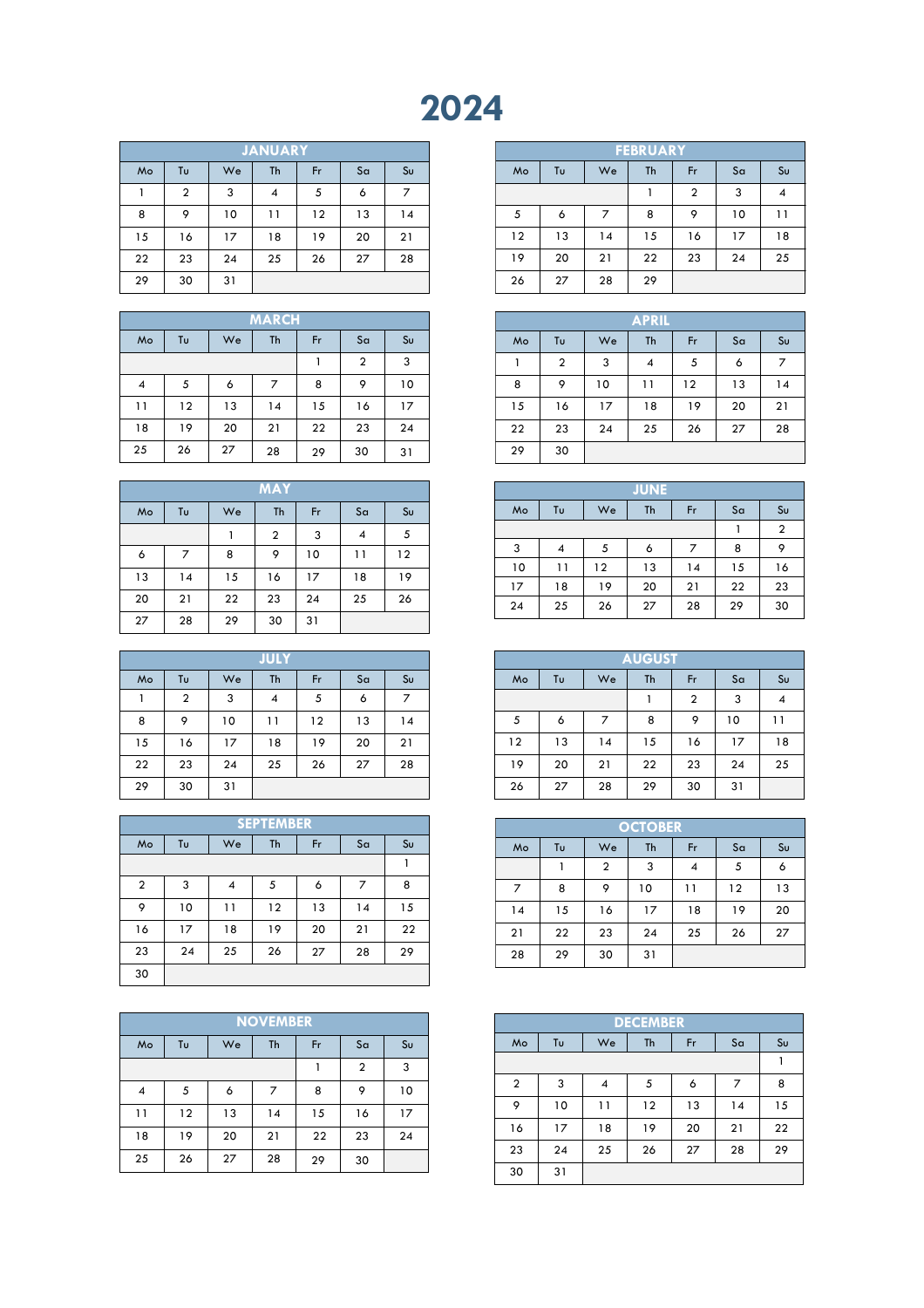# 2024

## JANUARY

| Mo | Tu | We | Th | Fr | Sa | Su |
|---|---|---|---|---|---|---|
| 1 | 2 | 3 | 4 | 5 | 6 | 7 |
| 8 | 9 | 10 | 11 | 12 | 13 | 14 |
| 15 | 16 | 17 | 18 | 19 | 20 | 21 |
| 22 | 23 | 24 | 25 | 26 | 27 | 28 |
| 29 | 30 | 31 | | | | |

## FEBRUARY

| Mo | Tu | We | Th | Fr | Sa | Su |
|---|---|---|---|---|---|---|
| | | | 1 | 2 | 3 | 4 |
| 5 | 6 | 7 | 8 | 9 | 10 | 11 |
| 12 | 13 | 14 | 15 | 16 | 17 | 18 |
| 19 | 20 | 21 | 22 | 23 | 24 | 25 |
| 26 | 27 | 28 | 29 | | | |

## MARCH

| Mo | Tu | We | Th | Fr | Sa | Su |
|---|---|---|---|---|---|---|
| | | | | 1 | 2 | 3 |
| 4 | 5 | 6 | 7 | 8 | 9 | 10 |
| 11 | 12 | 13 | 14 | 15 | 16 | 17 |
| 18 | 19 | 20 | 21 | 22 | 23 | 24 |
| 25 | 26 | 27 | 28 | 29 | 30 | 31 |

## APRIL

| Mo | Tu | We | Th | Fr | Sa | Su |
|---|---|---|---|---|---|---|
| 1 | 2 | 3 | 4 | 5 | 6 | 7 |
| 8 | 9 | 10 | 11 | 12 | 13 | 14 |
| 15 | 16 | 17 | 18 | 19 | 20 | 21 |
| 22 | 23 | 24 | 25 | 26 | 27 | 28 |
| 29 | 30 | | | | | |

## MAY

| Mo | Tu | We | Th | Fr | Sa | Su |
|---|---|---|---|---|---|---|
| | | 1 | 2 | 3 | 4 | 5 |
| 6 | 7 | 8 | 9 | 10 | 11 | 12 |
| 13 | 14 | 15 | 16 | 17 | 18 | 19 |
| 20 | 21 | 22 | 23 | 24 | 25 | 26 |
| 27 | 28 | 29 | 30 | 31 | | |

## JUNE

| Mo | Tu | We | Th | Fr | Sa | Su |
|---|---|---|---|---|---|---|
| | | | | | 1 | 2 |
| 3 | 4 | 5 | 6 | 7 | 8 | 9 |
| 10 | 11 | 12 | 13 | 14 | 15 | 16 |
| 17 | 18 | 19 | 20 | 21 | 22 | 23 |
| 24 | 25 | 26 | 27 | 28 | 29 | 30 |

## JULY

| Mo | Tu | We | Th | Fr | Sa | Su |
|---|---|---|---|---|---|---|
| 1 | 2 | 3 | 4 | 5 | 6 | 7 |
| 8 | 9 | 10 | 11 | 12 | 13 | 14 |
| 15 | 16 | 17 | 18 | 19 | 20 | 21 |
| 22 | 23 | 24 | 25 | 26 | 27 | 28 |
| 29 | 30 | 31 | | | | |

## AUGUST

| Mo | Tu | We | Th | Fr | Sa | Su |
|---|---|---|---|---|---|---|
| | | | 1 | 2 | 3 | 4 |
| 5 | 6 | 7 | 8 | 9 | 10 | 11 |
| 12 | 13 | 14 | 15 | 16 | 17 | 18 |
| 19 | 20 | 21 | 22 | 23 | 24 | 25 |
| 26 | 27 | 28 | 29 | 30 | 31 | |

## SEPTEMBER

| Mo | Tu | We | Th | Fr | Sa | Su |
|---|---|---|---|---|---|---|
| | | | | | | 1 |
| 2 | 3 | 4 | 5 | 6 | 7 | 8 |
| 9 | 10 | 11 | 12 | 13 | 14 | 15 |
| 16 | 17 | 18 | 19 | 20 | 21 | 22 |
| 23 | 24 | 25 | 26 | 27 | 28 | 29 |
| 30 | | | | | | |

## OCTOBER

| Mo | Tu | We | Th | Fr | Sa | Su |
|---|---|---|---|---|---|---|
| | 1 | 2 | 3 | 4 | 5 | 6 |
| 7 | 8 | 9 | 10 | 11 | 12 | 13 |
| 14 | 15 | 16 | 17 | 18 | 19 | 20 |
| 21 | 22 | 23 | 24 | 25 | 26 | 27 |
| 28 | 29 | 30 | 31 | | | |

## NOVEMBER

| Mo | Tu | We | Th | Fr | Sa | Su |
|---|---|---|---|---|---|---|
| | | | | 1 | 2 | 3 |
| 4 | 5 | 6 | 7 | 8 | 9 | 10 |
| 11 | 12 | 13 | 14 | 15 | 16 | 17 |
| 18 | 19 | 20 | 21 | 22 | 23 | 24 |
| 25 | 26 | 27 | 28 | 29 | 30 | |

## DECEMBER

| Mo | Tu | We | Th | Fr | Sa | Su |
|---|---|---|---|---|---|---|
| | | | | | | 1 |
| 2 | 3 | 4 | 5 | 6 | 7 | 8 |
| 9 | 10 | 11 | 12 | 13 | 14 | 15 |
| 16 | 17 | 18 | 19 | 20 | 21 | 22 |
| 23 | 24 | 25 | 26 | 27 | 28 | 29 |
| 30 | 31 | | | | | |